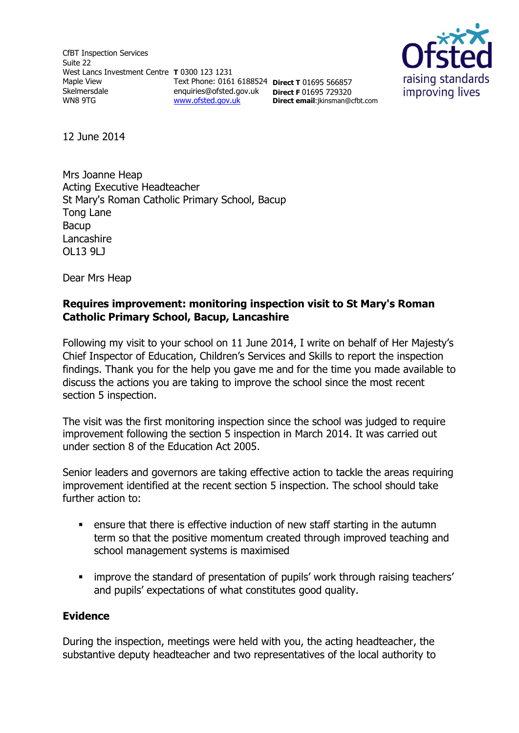CfBT Inspection Services
Suite 22
West Lancs Investment Centre
Maple View
Skelmersdale
WN8 9TG

**T** 0300 123 1231
Text Phone: 0161 6188524
enquiries@ofsted.gov.uk
www.ofsted.gov.uk

**Direct T** 01695 566857
**Direct F** 01695 729320
**Direct email**:jkinsman@cfbt.com

12 June 2014

Mrs Joanne Heap
Acting Executive Headteacher
St Mary's Roman Catholic Primary School, Bacup
Tong Lane
Bacup
Lancashire
OL13 9LJ

Dear Mrs Heap

**Requires improvement: monitoring inspection visit to St Mary's Roman Catholic Primary School, Bacup, Lancashire**

Following my visit to your school on 11 June 2014, I write on behalf of Her Majesty's Chief Inspector of Education, Children's Services and Skills to report the inspection findings. Thank you for the help you gave me and for the time you made available to discuss the actions you are taking to improve the school since the most recent section 5 inspection.

The visit was the first monitoring inspection since the school was judged to require improvement following the section 5 inspection in March 2014. It was carried out under section 8 of the Education Act 2005.

Senior leaders and governors are taking effective action to tackle the areas requiring improvement identified at the recent section 5 inspection. The school should take further action to:

- ensure that there is effective induction of new staff starting in the autumn term so that the positive momentum created through improved teaching and school management systems is maximised
- improve the standard of presentation of pupils' work through raising teachers' and pupils' expectations of what constitutes good quality.

**Evidence**

During the inspection, meetings were held with you, the acting headteacher, the substantive deputy headteacher and two representatives of the local authority to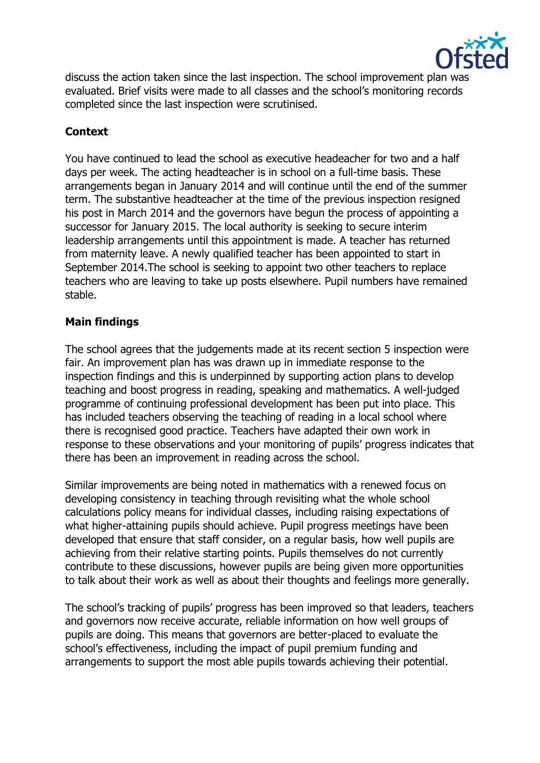discuss the action taken since the last inspection. The school improvement plan was evaluated. Brief visits were made to all classes and the school's monitoring records completed since the last inspection were scrutinised.

**Context**

You have continued to lead the school as executive headeacher for two and a half days per week. The acting headteacher is in school on a full-time basis. These arrangements began in January 2014 and will continue until the end of the summer term. The substantive headteacher at the time of the previous inspection resigned his post in March 2014 and the governors have begun the process of appointing a successor for January 2015. The local authority is seeking to secure interim leadership arrangements until this appointment is made. A teacher has returned from maternity leave. A newly qualified teacher has been appointed to start in September 2014.The school is seeking to appoint two other teachers to replace teachers who are leaving to take up posts elsewhere. Pupil numbers have remained stable.

**Main findings**

The school agrees that the judgements made at its recent section 5 inspection were fair. An improvement plan has was drawn up in immediate response to the inspection findings and this is underpinned by supporting action plans to develop teaching and boost progress in reading, speaking and mathematics. A well-judged programme of continuing professional development has been put into place. This has included teachers observing the teaching of reading in a local school where there is recognised good practice. Teachers have adapted their own work in response to these observations and your monitoring of pupils' progress indicates that there has been an improvement in reading across the school.

Similar improvements are being noted in mathematics with a renewed focus on developing consistency in teaching through revisiting what the whole school calculations policy means for individual classes, including raising expectations of what higher-attaining pupils should achieve. Pupil progress meetings have been developed that ensure that staff consider, on a regular basis, how well pupils are achieving from their relative starting points. Pupils themselves do not currently contribute to these discussions, however pupils are being given more opportunities to talk about their work as well as about their thoughts and feelings more generally.

The school's tracking of pupils' progress has been improved so that leaders, teachers and governors now receive accurate, reliable information on how well groups of pupils are doing. This means that governors are better-placed to evaluate the school's effectiveness, including the impact of pupil premium funding and arrangements to support the most able pupils towards achieving their potential.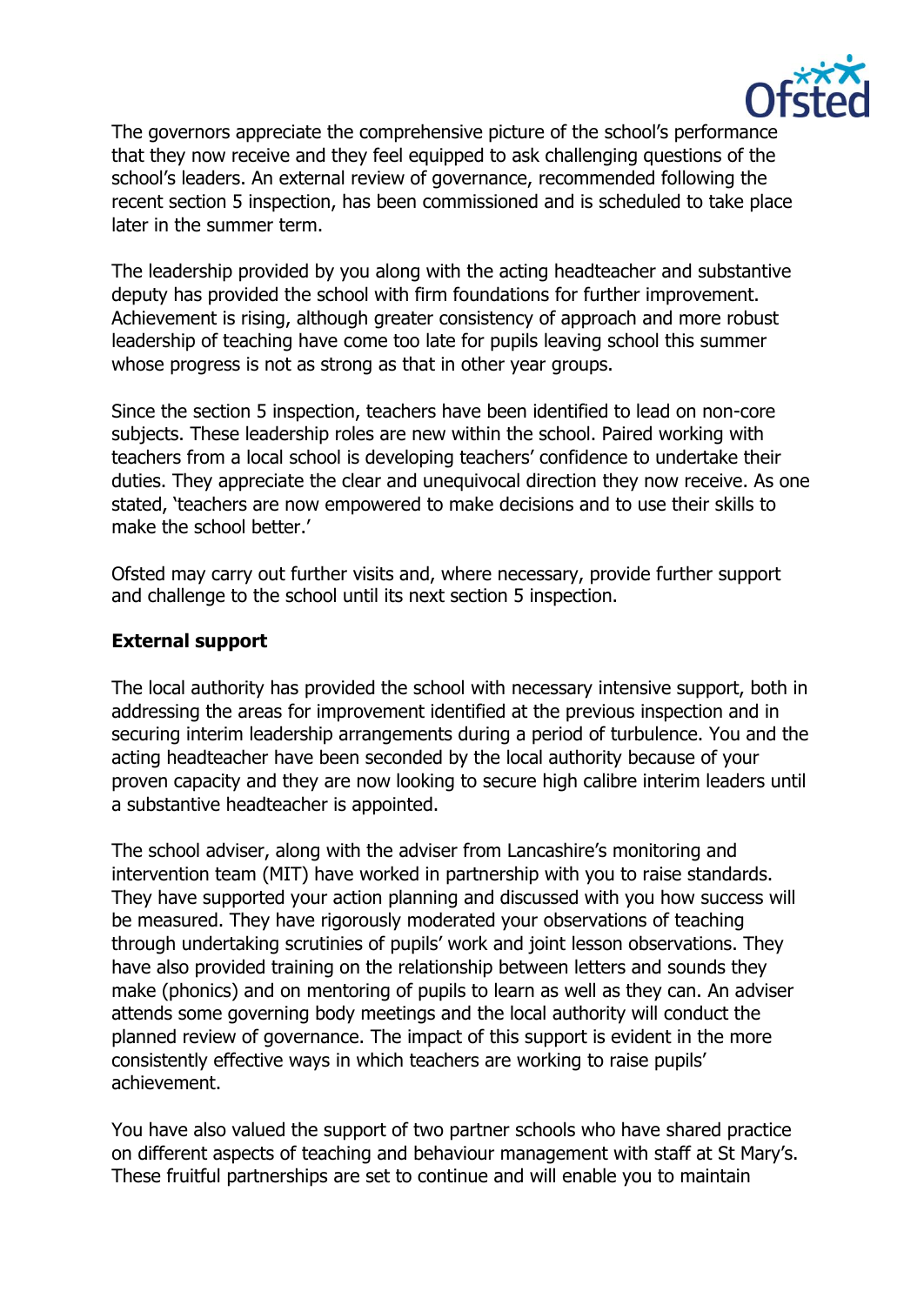The governors appreciate the comprehensive picture of the school's performance that they now receive and they feel equipped to ask challenging questions of the school's leaders. An external review of governance, recommended following the recent section 5 inspection, has been commissioned and is scheduled to take place later in the summer term.

The leadership provided by you along with the acting headteacher and substantive deputy has provided the school with firm foundations for further improvement. Achievement is rising, although greater consistency of approach and more robust leadership of teaching have come too late for pupils leaving school this summer whose progress is not as strong as that in other year groups.

Since the section 5 inspection, teachers have been identified to lead on non-core subjects. These leadership roles are new within the school. Paired working with teachers from a local school is developing teachers' confidence to undertake their duties. They appreciate the clear and unequivocal direction they now receive. As one stated, 'teachers are now empowered to make decisions and to use their skills to make the school better.'

Ofsted may carry out further visits and, where necessary, provide further support and challenge to the school until its next section 5 inspection.

**External support**

The local authority has provided the school with necessary intensive support, both in addressing the areas for improvement identified at the previous inspection and in securing interim leadership arrangements during a period of turbulence. You and the acting headteacher have been seconded by the local authority because of your proven capacity and they are now looking to secure high calibre interim leaders until a substantive headteacher is appointed.

The school adviser, along with the adviser from Lancashire's monitoring and intervention team (MIT) have worked in partnership with you to raise standards. They have supported your action planning and discussed with you how success will be measured. They have rigorously moderated your observations of teaching through undertaking scrutinies of pupils' work and joint lesson observations. They have also provided training on the relationship between letters and sounds they make (phonics) and on mentoring of pupils to learn as well as they can. An adviser attends some governing body meetings and the local authority will conduct the planned review of governance. The impact of this support is evident in the more consistently effective ways in which teachers are working to raise pupils' achievement.

You have also valued the support of two partner schools who have shared practice on different aspects of teaching and behaviour management with staff at St Mary's. These fruitful partnerships are set to continue and will enable you to maintain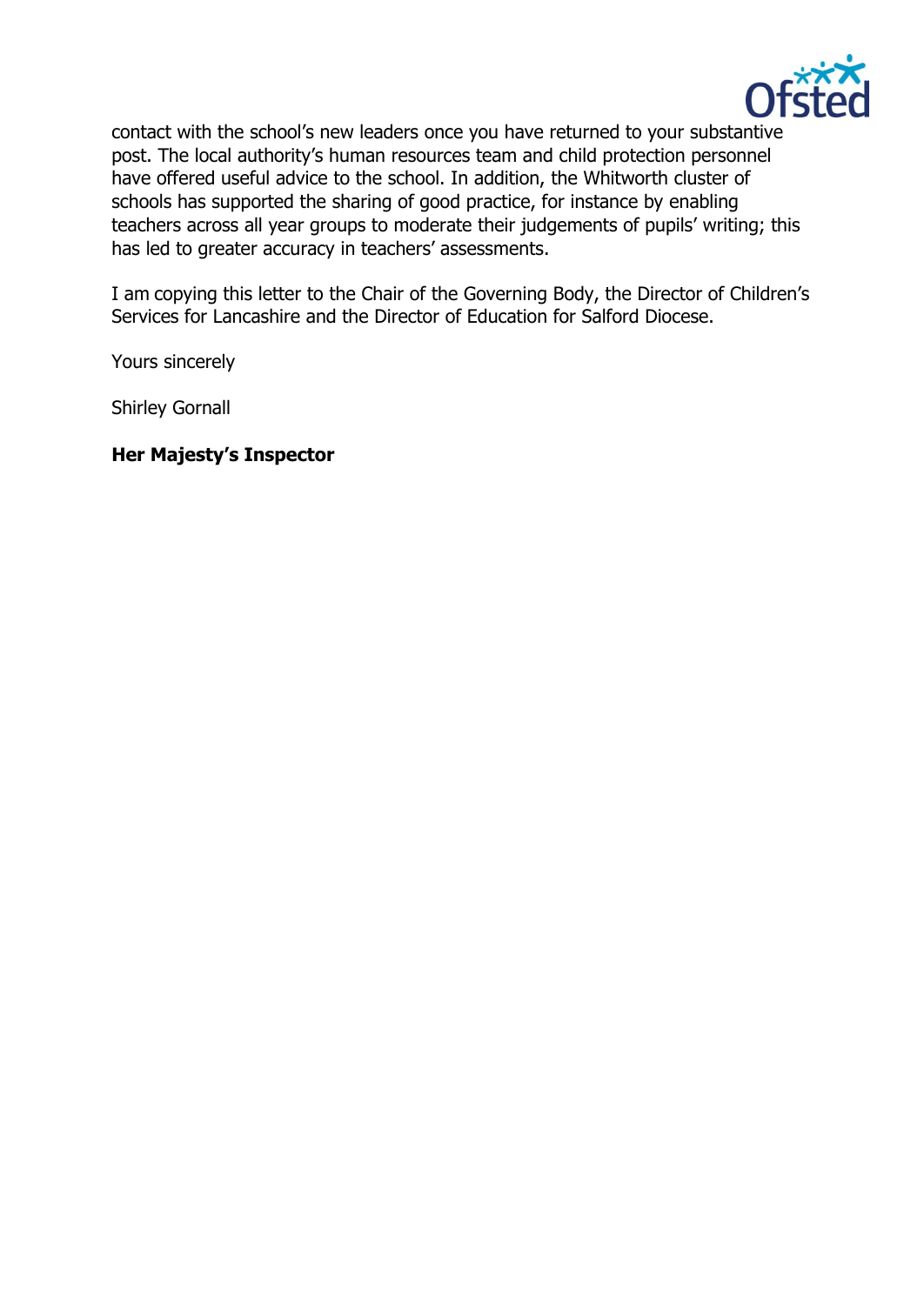contact with the school's new leaders once you have returned to your substantive post. The local authority's human resources team and child protection personnel have offered useful advice to the school. In addition, the Whitworth cluster of schools has supported the sharing of good practice, for instance by enabling teachers across all year groups to moderate their judgements of pupils' writing; this has led to greater accuracy in teachers' assessments.

I am copying this letter to the Chair of the Governing Body, the Director of Children's Services for Lancashire and the Director of Education for Salford Diocese.

Yours sincerely

Shirley Gornall

**Her Majesty's Inspector**